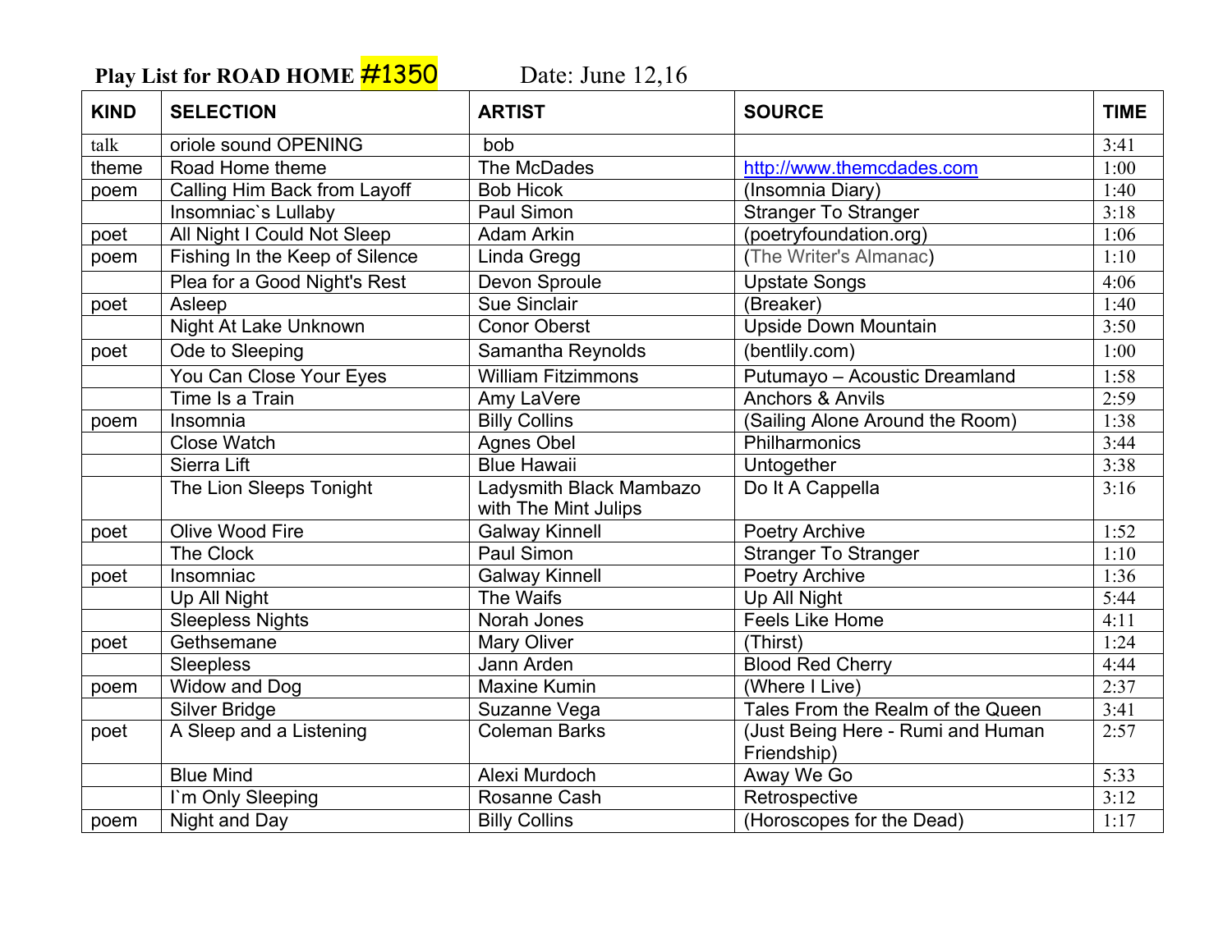**Play List for ROAD HOME #1350** Date: June 12,16

| KIND | SELECTION | ARTIST | SOURCE | TIME |
|---|---|---|---|---|
| talk | oriole sound OPENING | bob | | 3:41 |
| theme | Road Home theme | The McDades | http://www.themcdades.com | 1:00 |
| poem | Calling Him Back from Layoff | Bob Hicok | (Insomnia Diary) | 1:40 |
| | Insomniac`s Lullaby | Paul Simon | Stranger To Stranger | 3:18 |
| poet | All Night I Could Not Sleep | Adam Arkin | (poetryfoundation.org) | 1:06 |
| poem | Fishing In the Keep of Silence | Linda Gregg | (The Writer's Almanac) | 1:10 |
| | Plea for a Good Night's Rest | Devon Sproule | Upstate Songs | 4:06 |
| poet | Asleep | Sue Sinclair | (Breaker) | 1:40 |
| | Night At Lake Unknown | Conor Oberst | Upside Down Mountain | 3:50 |
| poet | Ode to Sleeping | Samantha Reynolds | (bentlily.com) | 1:00 |
| | You Can Close Your Eyes | William Fitzimmons | Putumayo – Acoustic Dreamland | 1:58 |
| | Time Is a Train | Amy LaVere | Anchors & Anvils | 2:59 |
| poem | Insomnia | Billy Collins | (Sailing Alone Around the Room) | 1:38 |
| | Close Watch | Agnes Obel | Philharmonics | 3:44 |
| | Sierra Lift | Blue Hawaii | Untogether | 3:38 |
| | The Lion Sleeps Tonight | Ladysmith Black Mambazo with The Mint Julips | Do It A Cappella | 3:16 |
| poet | Olive Wood Fire | Galway Kinnell | Poetry Archive | 1:52 |
| | The Clock | Paul Simon | Stranger To Stranger | 1:10 |
| poet | Insomniac | Galway Kinnell | Poetry Archive | 1:36 |
| | Up All Night | The Waifs | Up All Night | 5:44 |
| | Sleepless Nights | Norah Jones | Feels Like Home | 4:11 |
| poet | Gethsemane | Mary Oliver | (Thirst) | 1:24 |
| | Sleepless | Jann Arden | Blood Red Cherry | 4:44 |
| poem | Widow and Dog | Maxine Kumin | (Where I Live) | 2:37 |
| | Silver Bridge | Suzanne Vega | Tales From the Realm of the Queen | 3:41 |
| poet | A Sleep and a Listening | Coleman Barks | (Just Being Here - Rumi and Human Friendship) | 2:57 |
| | Blue Mind | Alexi Murdoch | Away We Go | 5:33 |
| | I`m Only Sleeping | Rosanne Cash | Retrospective | 3:12 |
| poem | Night and Day | Billy Collins | (Horoscopes for the Dead) | 1:17 |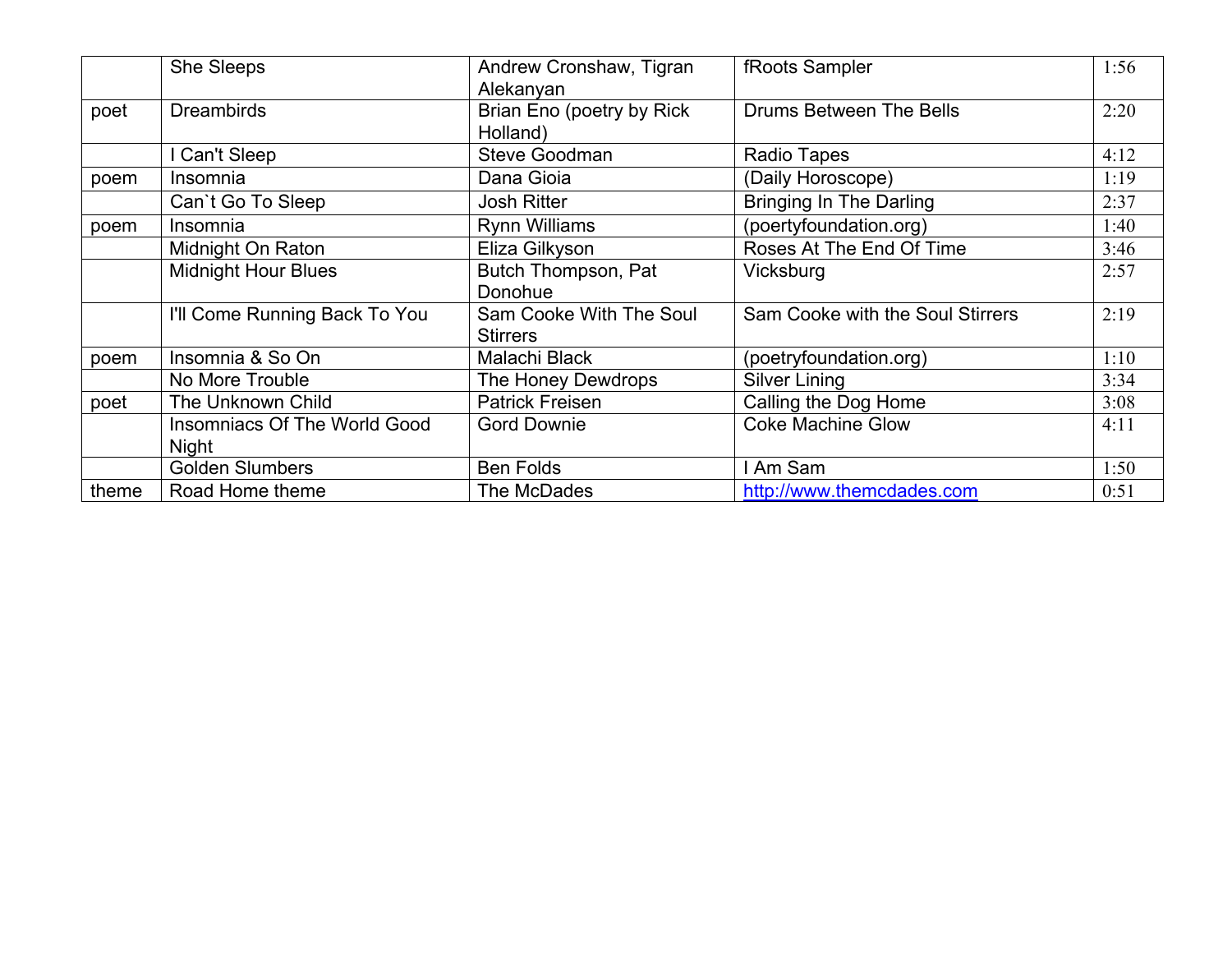| | | | | |
|---|---|---|---|---|
| | She Sleeps | Andrew Cronshaw, Tigran Alekanyan | fRoots Sampler | 1:56 |
| poet | Dreambirds | Brian Eno (poetry by Rick Holland) | Drums Between The Bells | 2:20 |
| | I Can't Sleep | Steve Goodman | Radio Tapes | 4:12 |
| poem | Insomnia | Dana Gioia | (Daily Horoscope) | 1:19 |
| | Can`t Go To Sleep | Josh Ritter | Bringing In The Darling | 2:37 |
| poem | Insomnia | Rynn Williams | (poetyfoundation.org) | 1:40 |
| | Midnight On Raton | Eliza Gilkyson | Roses At The End Of Time | 3:46 |
| | Midnight Hour Blues | Butch Thompson, Pat Donohue | Vicksburg | 2:57 |
| | I'll Come Running Back To You | Sam Cooke With The Soul Stirrers | Sam Cooke with the Soul Stirrers | 2:19 |
| poem | Insomnia & So On | Malachi Black | (poetryfoundation.org) | 1:10 |
| | No More Trouble | The Honey Dewdrops | Silver Lining | 3:34 |
| poet | The Unknown Child | Patrick Freisen | Calling the Dog Home | 3:08 |
| | Insomniacs Of The World Good Night | Gord Downie | Coke Machine Glow | 4:11 |
| | Golden Slumbers | Ben Folds | I Am Sam | 1:50 |
| theme | Road Home theme | The McDades | http://www.themcdades.com | 0:51 |